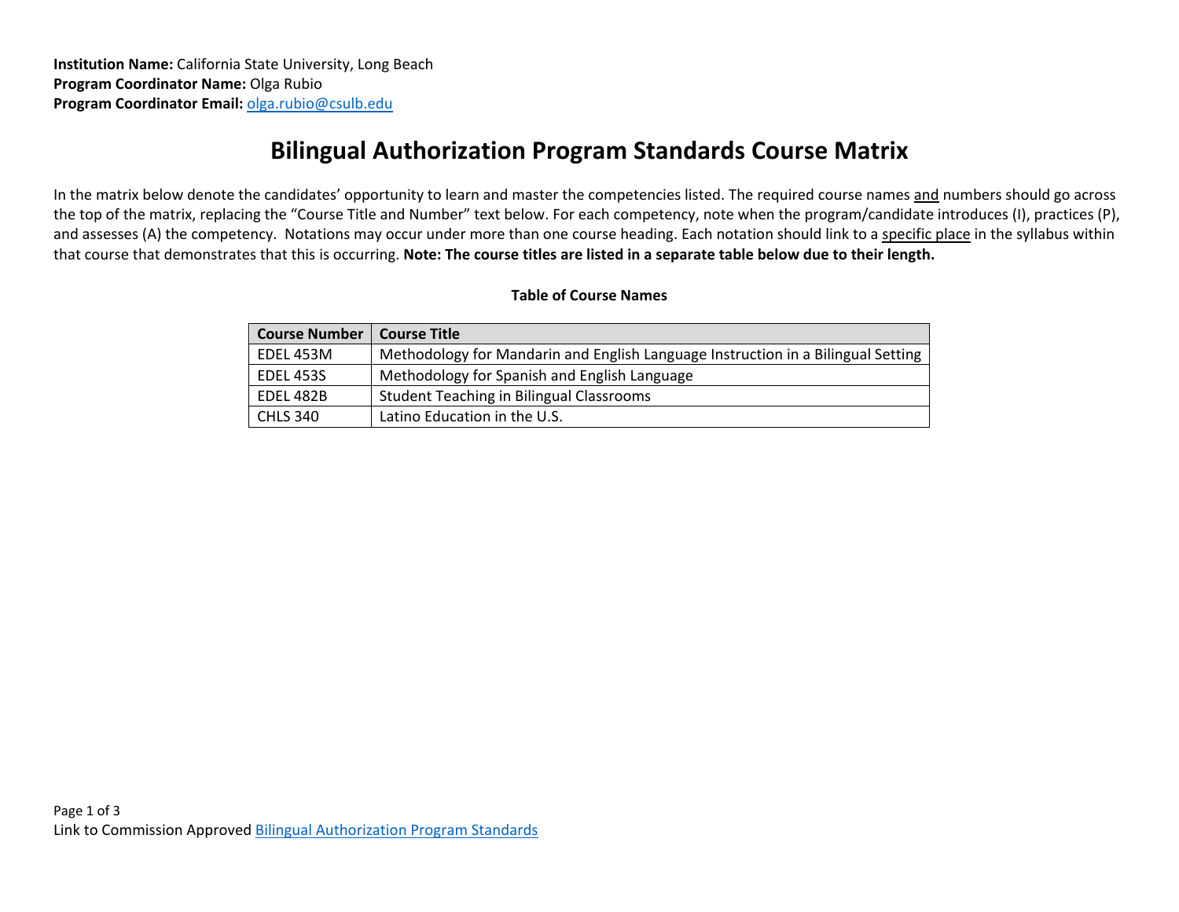**Institution Name:** California State University, Long Beach
**Program Coordinator Name:** Olga Rubio
**Program Coordinator Email:** olga.rubio@csulb.edu

# Bilingual Authorization Program Standards Course Matrix

In the matrix below denote the candidates' opportunity to learn and master the competencies listed. The required course names and numbers should go across the top of the matrix, replacing the "Course Title and Number" text below. For each competency, note when the program/candidate introduces (I), practices (P), and assesses (A) the competency. Notations may occur under more than one course heading. Each notation should link to a specific place in the syllabus within that course that demonstrates that this is occurring. **Note: The course titles are listed in a separate table below due to their length.**

**Table of Course Names**

| Course Number | Course Title |
| --- | --- |
| EDEL 453M | Methodology for Mandarin and English Language Instruction in a Bilingual Setting |
| EDEL 453S | Methodology for Spanish and English Language |
| EDEL 482B | Student Teaching in Bilingual Classrooms |
| CHLS 340 | Latino Education in the U.S. |

Link to Commission Approved Bilingual Authorization Program Standards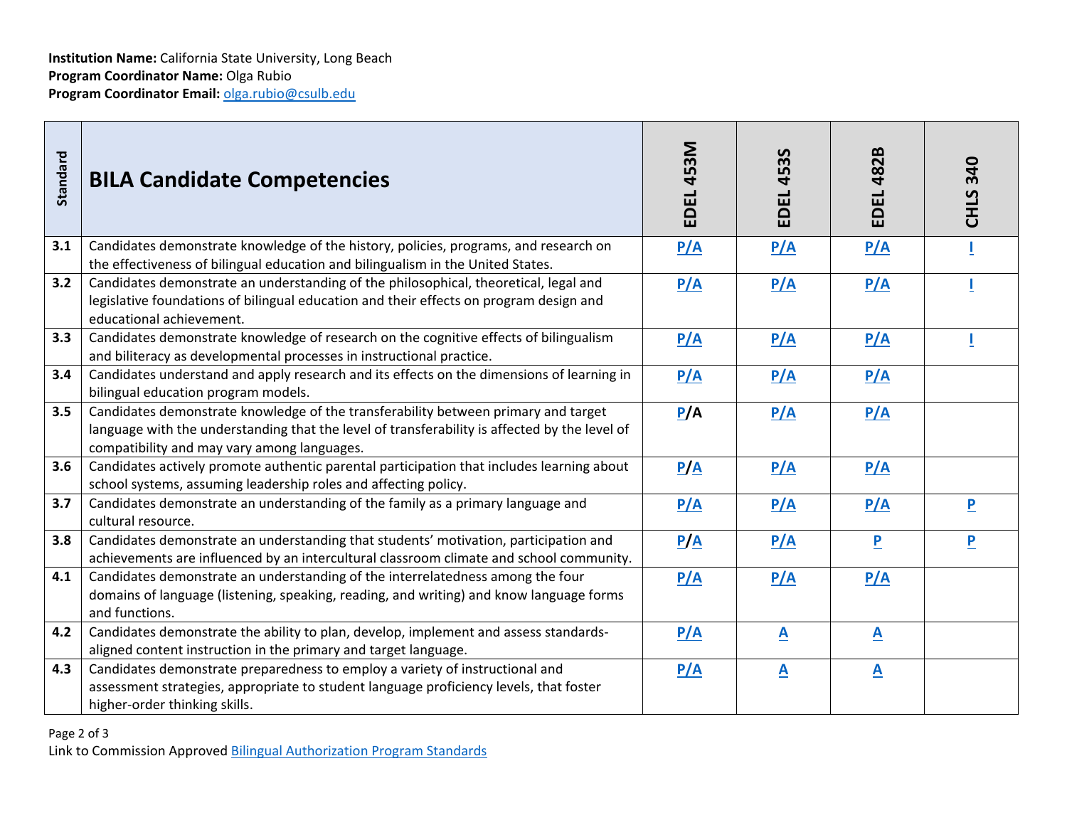**Institution Name:** California State University, Long Beach
**Program Coordinator Name:** Olga Rubio
**Program Coordinator Email:** olga.rubio@csulb.edu

| Standard | BILA Candidate Competencies | EDEL 453M | EDEL 453S | EDEL 482B | CHLS 340 |
|---|---|---|---|---|---|
| **3.1** | Candidates demonstrate knowledge of the history, policies, programs, and research on the effectiveness of bilingual education and bilingualism in the United States. | P/A | P/A | P/A | I |
| **3.2** | Candidates demonstrate an understanding of the philosophical, theoretical, legal and legislative foundations of bilingual education and their effects on program design and educational achievement. | P/A | P/A | P/A | I |
| **3.3** | Candidates demonstrate knowledge of research on the cognitive effects of bilingualism and biliteracy as developmental processes in instructional practice. | P/A | P/A | P/A | I |
| **3.4** | Candidates understand and apply research and its effects on the dimensions of learning in bilingual education program models. | P/A | P/A | P/A | |
| **3.5** | Candidates demonstrate knowledge of the transferability between primary and target language with the understanding that the level of transferability is affected by the level of compatibility and may vary among languages. | P/A | P/A | P/A | |
| **3.6** | Candidates actively promote authentic parental participation that includes learning about school systems, assuming leadership roles and affecting policy. | P/A | P/A | P/A | |
| **3.7** | Candidates demonstrate an understanding of the family as a primary language and cultural resource. | P/A | P/A | P/A | P |
| **3.8** | Candidates demonstrate an understanding that students' motivation, participation and achievements are influenced by an intercultural classroom climate and school community. | P/A | P/A | P | P |
| **4.1** | Candidates demonstrate an understanding of the interrelatedness among the four domains of language (listening, speaking, reading, and writing) and know language forms and functions. | P/A | P/A | P/A | |
| **4.2** | Candidates demonstrate the ability to plan, develop, implement and assess standards-aligned content instruction in the primary and target language. | P/A | A | A | |
| **4.3** | Candidates demonstrate preparedness to employ a variety of instructional and assessment strategies, appropriate to student language proficiency levels, that foster higher-order thinking skills. | P/A | A | A | |

Link to Commission Approved Bilingual Authorization Program Standards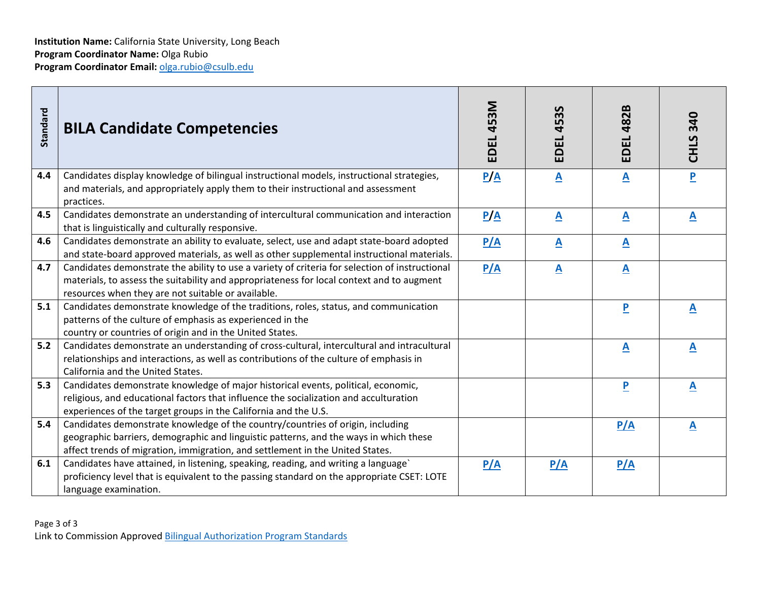**Institution Name:** California State University, Long Beach
**Program Coordinator Name:** Olga Rubio
**Program Coordinator Email:** olga.rubio@csulb.edu

| Standard | BILA Candidate Competencies | EDEL 453M | EDEL 453S | EDEL 482B | CHLS 340 |
|---|---|---|---|---|---|
| 4.4 | Candidates display knowledge of bilingual instructional models, instructional strategies, and materials, and appropriately apply them to their instructional and assessment practices. | P/A | A | A | P |
| 4.5 | Candidates demonstrate an understanding of intercultural communication and interaction that is linguistically and culturally responsive. | P/A | A | A | A |
| 4.6 | Candidates demonstrate an ability to evaluate, select, use and adapt state-board adopted and state-board approved materials, as well as other supplemental instructional materials. | P/A | A | A | |
| 4.7 | Candidates demonstrate the ability to use a variety of criteria for selection of instructional materials, to assess the suitability and appropriateness for local context and to augment resources when they are not suitable or available. | P/A | A | A | |
| 5.1 | Candidates demonstrate knowledge of the traditions, roles, status, and communication patterns of the culture of emphasis as experienced in the country or countries of origin and in the United States. | | | P | A |
| 5.2 | Candidates demonstrate an understanding of cross-cultural, intercultural and intracultural relationships and interactions, as well as contributions of the culture of emphasis in California and the United States. | | | A | A |
| 5.3 | Candidates demonstrate knowledge of major historical events, political, economic, religious, and educational factors that influence the socialization and acculturation experiences of the target groups in the California and the U.S. | | | P | A |
| 5.4 | Candidates demonstrate knowledge of the country/countries of origin, including geographic barriers, demographic and linguistic patterns, and the ways in which these affect trends of migration, immigration, and settlement in the United States. | | | P/A | A |
| 6.1 | Candidates have attained, in listening, speaking, reading, and writing a language` proficiency level that is equivalent to the passing standard on the appropriate CSET: LOTE language examination. | P/A | P/A | P/A | |

Link to Commission Approved Bilingual Authorization Program Standards